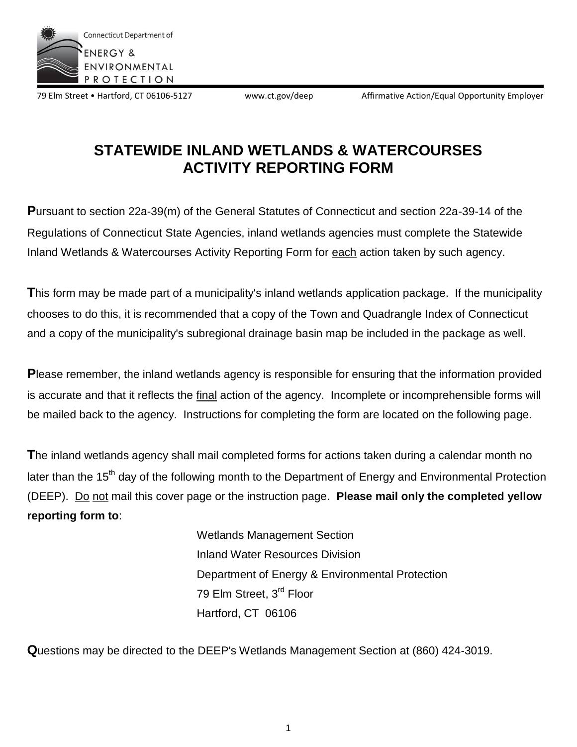Connecticut Department of ENERGY & ENVIRONMENTAL PROTECTION

79 Elm Street • Hartford, CT 06106-5127 www.ct.gov/deep Affirmative Action/Equal Opportunity Employer

# STATEWIDE INLAND WETLANDS & WATERCOURSES ACTIVITY REPORTING FORM

**P**ursuant to section 22a-39(m) of the General Statutes of Connecticut and section 22a-39-14 of the Regulations of Connecticut State Agencies, inland wetlands agencies must complete the Statewide Inland Wetlands & Watercourses Activity Reporting Form for each action taken by such agency.

**T**his form may be made part of a municipality's inland wetlands application package. If the municipality chooses to do this, it is recommended that a copy of the Town and Quadrangle Index of Connecticut and a copy of the municipality's subregional drainage basin map be included in the package as well.

**P**lease remember, the inland wetlands agency is responsible for ensuring that the information provided is accurate and that it reflects the final action of the agency. Incomplete or incomprehensible forms will be mailed back to the agency. Instructions for completing the form are located on the following page.

**T**he inland wetlands agency shall mail completed forms for actions taken during a calendar month no later than the 15th day of the following month to the Department of Energy and Environmental Protection (DEEP). Do not mail this cover page or the instruction page. **Please mail only the completed yellow reporting form to**:

Wetlands Management Section
Inland Water Resources Division
Department of Energy & Environmental Protection
79 Elm Street, 3rd Floor
Hartford, CT 06106

**Q**uestions may be directed to the DEEP's Wetlands Management Section at (860) 424-3019.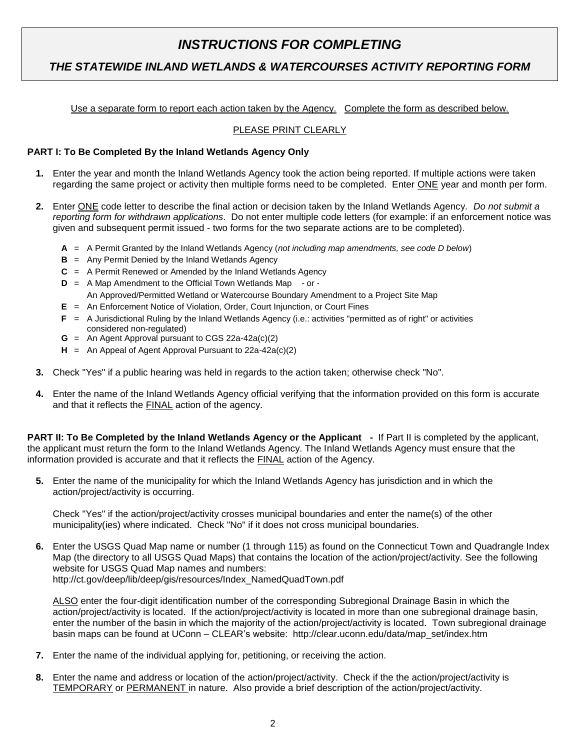# *INSTRUCTIONS FOR COMPLETING*

## *THE STATEWIDE INLAND WETLANDS & WATERCOURSES ACTIVITY REPORTING FORM*

Use a separate form to report each action taken by the Agency. Complete the form as described below.

PLEASE PRINT CLEARLY

**PART I: To Be Completed By the Inland Wetlands Agency Only**

1. Enter the year and month the Inland Wetlands Agency took the action being reported. If multiple actions were taken regarding the same project or activity then multiple forms need to be completed. Enter ONE year and month per form.

2. Enter ONE code letter to describe the final action or decision taken by the Inland Wetlands Agency. *Do not submit a reporting form for withdrawn applications*. Do not enter multiple code letters (for example: if an enforcement notice was given and subsequent permit issued - two forms for the two separate actions are to be completed).

   - **A** = A Permit Granted by the Inland Wetlands Agency (*not including map amendments, see code D below*)
   - **B** = Any Permit Denied by the Inland Wetlands Agency
   - **C** = A Permit Renewed or Amended by the Inland Wetlands Agency
   - **D** = A Map Amendment to the Official Town Wetlands Map - or - An Approved/Permitted Wetland or Watercourse Boundary Amendment to a Project Site Map
   - **E** = An Enforcement Notice of Violation, Order, Court Injunction, or Court Fines
   - **F** = A Jurisdictional Ruling by the Inland Wetlands Agency (i.e.: activities "permitted as of right" or activities considered non-regulated)
   - **G** = An Agent Approval pursuant to CGS 22a-42a(c)(2)
   - **H** = An Appeal of Agent Approval Pursuant to 22a-42a(c)(2)

3. Check "Yes" if a public hearing was held in regards to the action taken; otherwise check "No".

4. Enter the name of the Inland Wetlands Agency official verifying that the information provided on this form is accurate and that it reflects the FINAL action of the agency.

**PART II: To Be Completed by the Inland Wetlands Agency or the Applicant -** If Part II is completed by the applicant, the applicant must return the form to the Inland Wetlands Agency. The Inland Wetlands Agency must ensure that the information provided is accurate and that it reflects the FINAL action of the Agency.

5. Enter the name of the municipality for which the Inland Wetlands Agency has jurisdiction and in which the action/project/activity is occurring.

   Check "Yes" if the action/project/activity crosses municipal boundaries and enter the name(s) of the other municipality(ies) where indicated. Check "No" if it does not cross municipal boundaries.

6. Enter the USGS Quad Map name or number (1 through 115) as found on the Connecticut Town and Quadrangle Index Map (the directory to all USGS Quad Maps) that contains the location of the action/project/activity. See the following website for USGS Quad Map names and numbers: http://ct.gov/deep/lib/deep/gis/resources/Index_NamedQuadTown.pdf

   ALSO enter the four-digit identification number of the corresponding Subregional Drainage Basin in which the action/project/activity is located. If the action/project/activity is located in more than one subregional drainage basin, enter the number of the basin in which the majority of the action/project/activity is located. Town subregional drainage basin maps can be found at UConn – CLEAR's website: http://clear.uconn.edu/data/map_set/index.htm

7. Enter the name of the individual applying for, petitioning, or receiving the action.

8. Enter the name and address or location of the action/project/activity. Check if the the action/project/activity is TEMPORARY or PERMANENT in nature. Also provide a brief description of the action/project/activity.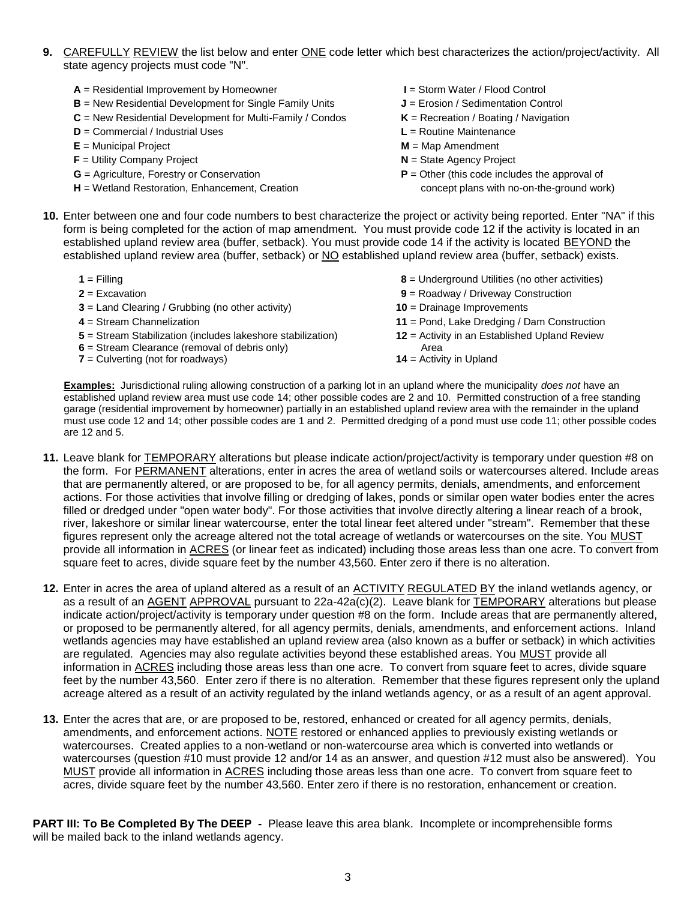**9.** CAREFULLY REVIEW the list below and enter ONE code letter which best characterizes the action/project/activity. All state agency projects must code "N".

- **A** = Residential Improvement by Homeowner
- **B** = New Residential Development for Single Family Units
- **C** = New Residential Development for Multi-Family / Condos
- **D** = Commercial / Industrial Uses
- **E** = Municipal Project
- **F** = Utility Company Project
- **G** = Agriculture, Forestry or Conservation
- **H** = Wetland Restoration, Enhancement, Creation
- **I** = Storm Water / Flood Control
- **J** = Erosion / Sedimentation Control
- **K** = Recreation / Boating / Navigation
- **L** = Routine Maintenance
- **M** = Map Amendment
- **N** = State Agency Project
- **P** = Other (this code includes the approval of concept plans with no-on-the-ground work)

**10.** Enter between one and four code numbers to best characterize the project or activity being reported. Enter "NA" if this form is being completed for the action of map amendment. You must provide code 12 if the activity is located in an established upland review area (buffer, setback). You must provide code 14 if the activity is located BEYOND the established upland review area (buffer, setback) or NO established upland review area (buffer, setback) exists.

- **1** = Filling
- **2** = Excavation
- **3** = Land Clearing / Grubbing (no other activity)
- **4** = Stream Channelization
- **5** = Stream Stabilization (includes lakeshore stabilization)
- **6** = Stream Clearance (removal of debris only)
- **7** = Culverting (not for roadways)
- **8** = Underground Utilities (no other activities)
- **9** = Roadway / Driveway Construction
- **10** = Drainage Improvements
- **11** = Pond, Lake Dredging / Dam Construction
- **12** = Activity in an Established Upland Review Area
- **14** = Activity in Upland

**Examples:** Jurisdictional ruling allowing construction of a parking lot in an upland where the municipality *does not* have an established upland review area must use code 14; other possible codes are 2 and 10. Permitted construction of a free standing garage (residential improvement by homeowner) partially in an established upland review area with the remainder in the upland must use code 12 and 14; other possible codes are 1 and 2. Permitted dredging of a pond must use code 11; other possible codes are 12 and 5.

**11.** Leave blank for TEMPORARY alterations but please indicate action/project/activity is temporary under question #8 on the form. For PERMANENT alterations, enter in acres the area of wetland soils or watercourses altered. Include areas that are permanently altered, or are proposed to be, for all agency permits, denials, amendments, and enforcement actions. For those activities that involve filling or dredging of lakes, ponds or similar open water bodies enter the acres filled or dredged under "open water body". For those activities that involve directly altering a linear reach of a brook, river, lakeshore or similar linear watercourse, enter the total linear feet altered under "stream". Remember that these figures represent only the acreage altered not the total acreage of wetlands or watercourses on the site. You MUST provide all information in ACRES (or linear feet as indicated) including those areas less than one acre. To convert from square feet to acres, divide square feet by the number 43,560. Enter zero if there is no alteration.

**12.** Enter in acres the area of upland altered as a result of an ACTIVITY REGULATED BY the inland wetlands agency, or as a result of an AGENT APPROVAL pursuant to 22a-42a(c)(2). Leave blank for TEMPORARY alterations but please indicate action/project/activity is temporary under question #8 on the form. Include areas that are permanently altered, or proposed to be permanently altered, for all agency permits, denials, amendments, and enforcement actions. Inland wetlands agencies may have established an upland review area (also known as a buffer or setback) in which activities are regulated. Agencies may also regulate activities beyond these established areas. You MUST provide all information in ACRES including those areas less than one acre. To convert from square feet to acres, divide square feet by the number 43,560. Enter zero if there is no alteration. Remember that these figures represent only the upland acreage altered as a result of an activity regulated by the inland wetlands agency, or as a result of an agent approval.

**13.** Enter the acres that are, or are proposed to be, restored, enhanced or created for all agency permits, denials, amendments, and enforcement actions. NOTE restored or enhanced applies to previously existing wetlands or watercourses. Created applies to a non-wetland or non-watercourse area which is converted into wetlands or watercourses (question #10 must provide 12 and/or 14 as an answer, and question #12 must also be answered). You MUST provide all information in ACRES including those areas less than one acre. To convert from square feet to acres, divide square feet by the number 43,560. Enter zero if there is no restoration, enhancement or creation.

**PART III: To Be Completed By The DEEP -** Please leave this area blank. Incomplete or incomprehensible forms will be mailed back to the inland wetlands agency.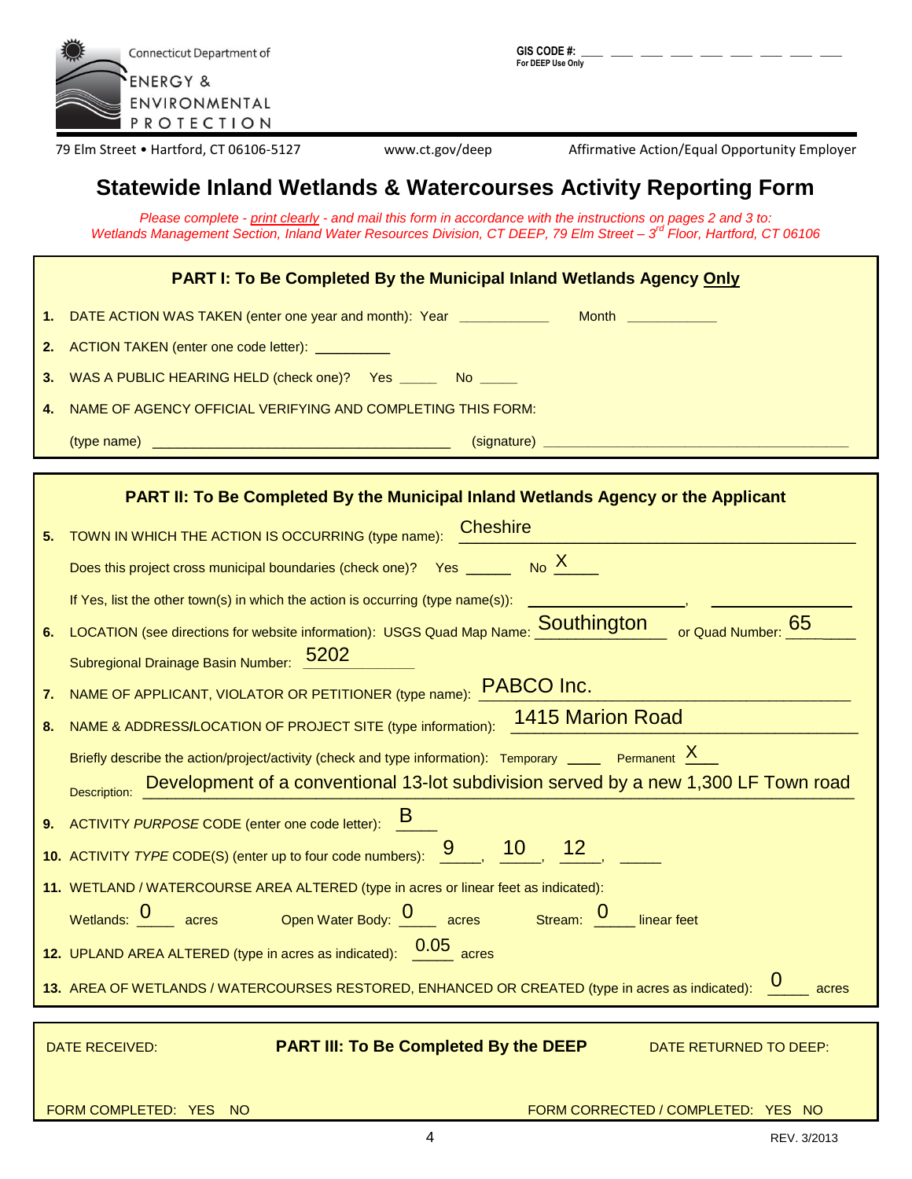Connecticut Department of
ENERGY & ENVIRONMENTAL PROTECTION

GIS CODE #: ___ ___ ___ ___ ___ ___ ___ ___ ___
For DEEP Use Only

79 Elm Street • Hartford, CT 06106-5127 www.ct.gov/deep Affirmative Action/Equal Opportunity Employer

# Statewide Inland Wetlands & Watercourses Activity Reporting Form

*Please complete - print clearly - and mail this form in accordance with the instructions on pages 2 and 3 to: Wetlands Management Section, Inland Water Resources Division, CT DEEP, 79 Elm Street – 3rd Floor, Hartford, CT 06106*

## PART I: To Be Completed By the Municipal Inland Wetlands Agency Only

1. DATE ACTION WAS TAKEN (enter one year and month): Year ___________ Month ___________
2. ACTION TAKEN (enter one code letter): __________
3. WAS A PUBLIC HEARING HELD (check one)? Yes _____ No _____
4. NAME OF AGENCY OFFICIAL VERIFYING AND COMPLETING THIS FORM:

   (type name) ______________________________ (signature) ______________________________

## PART II: To Be Completed By the Municipal Inland Wetlands Agency or the Applicant

5. TOWN IN WHICH THE ACTION IS OCCURRING (type name): Cheshire

   Does this project cross municipal boundaries (check one)? Yes _____ No X

   If Yes, list the other town(s) in which the action is occurring (type name(s)): __________, __________
6. LOCATION (see directions for website information): USGS Quad Map Name: Southington or Quad Number: 65

   Subregional Drainage Basin Number: 5202
7. NAME OF APPLICANT, VIOLATOR OR PETITIONER (type name): PABCO Inc.
8. NAME & ADDRESS/LOCATION OF PROJECT SITE (type information): 1415 Marion Road

   Briefly describe the action/project/activity (check and type information): Temporary ____ Permanent X

   Description: Development of a conventional 13-lot subdivision served by a new 1,300 LF Town road
9. ACTIVITY *PURPOSE* CODE (enter one code letter): B
10. ACTIVITY *TYPE* CODE(S) (enter up to four code numbers): 9, 10, 12, ____
11. WETLAND / WATERCOURSE AREA ALTERED (type in acres or linear feet as indicated):

    Wetlands: 0 acres Open Water Body: 0 acres Stream: 0 linear feet
12. UPLAND AREA ALTERED (type in acres as indicated): 0.05 acres
13. AREA OF WETLANDS / WATERCOURSES RESTORED, ENHANCED OR CREATED (type in acres as indicated): 0 acres

## PART III: To Be Completed By the DEEP

DATE RECEIVED:

DATE RETURNED TO DEEP:

FORM COMPLETED: YES NO

FORM CORRECTED / COMPLETED: YES NO

REV. 3/2013